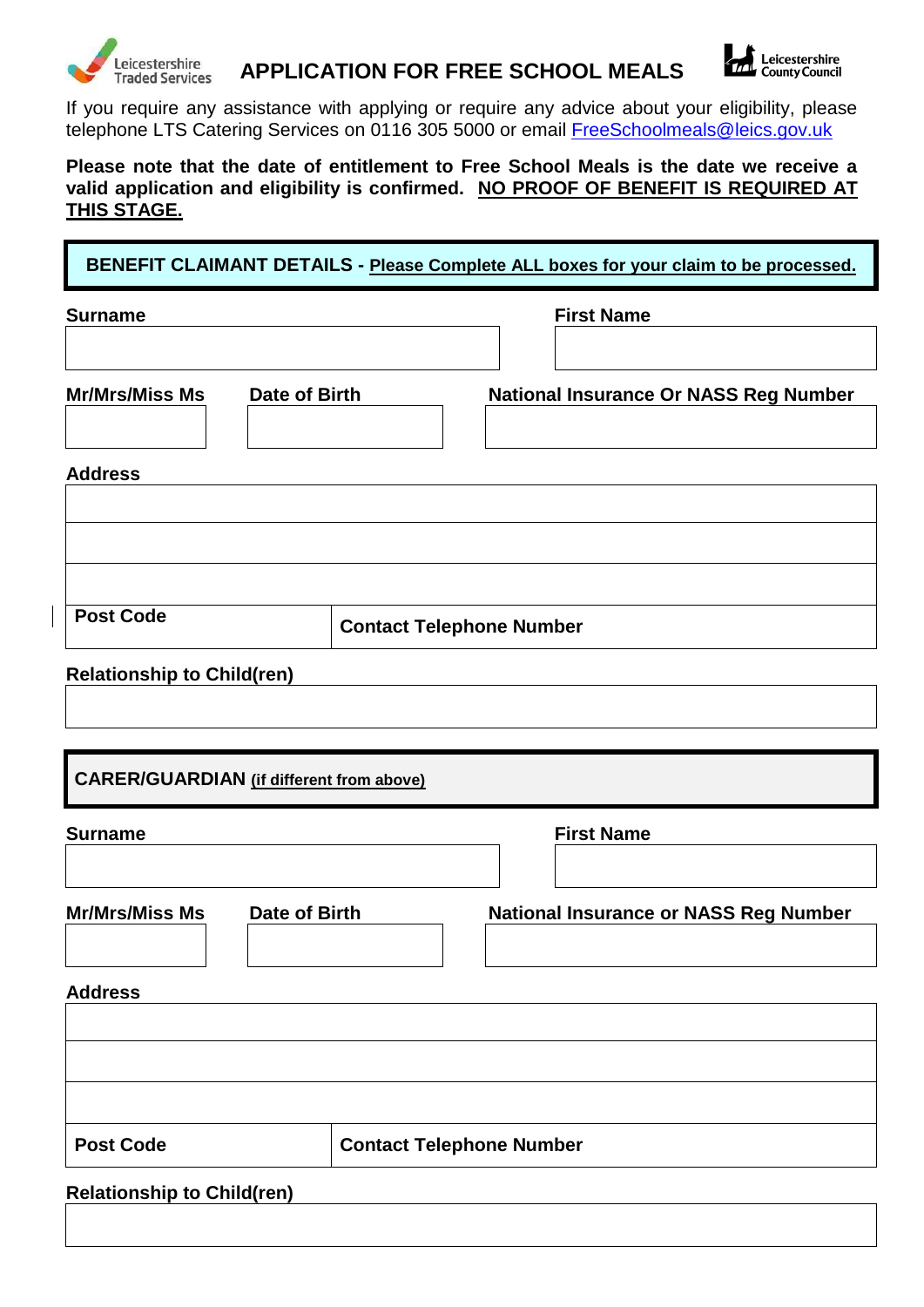# APPLICATION FOR FREE SCHOOL MEALS

If you require any assistance with applying or require any advice about your eligibility, please telephone LTS Catering Services on 0116 305 5000 or email FreeSchoolmeals@leics.gov.uk

**Please note that the date of entitlement to Free School Meals is the date we receive a valid application and eligibility is confirmed. NO PROOF OF BENEFIT IS REQUIRED AT THIS STAGE.**

## BENEFIT CLAIMANT DETAILS - Please Complete ALL boxes for your claim to be processed.

| Surname | First Name |
|---|---|
| | |

| Mr/Mrs/Miss Ms | Date of Birth | National Insurance Or NASS Reg Number |
|---|---|---|
| | | |

**Address**

| |
|---|
| |
| |
| |

| Post Code | Contact Telephone Number |
|---|---|
| | |

**Relationship to Child(ren)**

| |
|---|
| |

## CARER/GUARDIAN (if different from above)

| Surname | First Name |
|---|---|
| | |

| Mr/Mrs/Miss Ms | Date of Birth | National Insurance or NASS Reg Number |
|---|---|---|
| | | |

**Address**

| |
|---|
| |
| |
| |

| Post Code | Contact Telephone Number |
|---|---|
| | |

**Relationship to Child(ren)**

| |
|---|
| |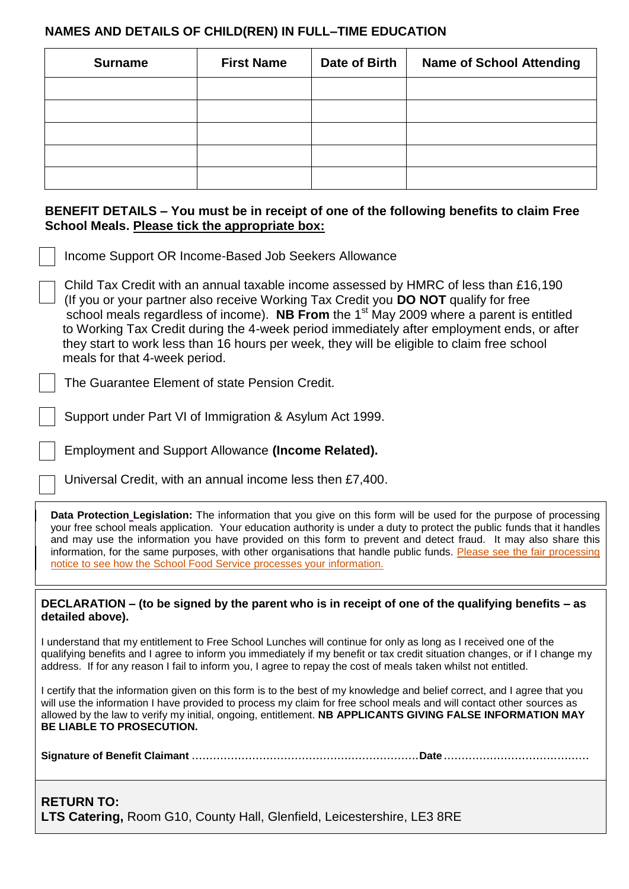## NAMES AND DETAILS OF CHILD(REN) IN FULL–TIME EDUCATION

| Surname | First Name | Date of Birth | Name of School Attending |
|---|---|---|---|
| | | | |
| | | | |
| | | | |
| | | | |
| | | | |

**BENEFIT DETAILS – You must be in receipt of one of the following benefits to claim Free School Meals. Please tick the appropriate box:**

- ☐ Income Support OR Income-Based Job Seekers Allowance
- ☐ Child Tax Credit with an annual taxable income assessed by HMRC of less than £16,190 (If you or your partner also receive Working Tax Credit you **DO NOT** qualify for free school meals regardless of income). **NB From** the 1st May 2009 where a parent is entitled to Working Tax Credit during the 4-week period immediately after employment ends, or after they start to work less than 16 hours per week, they will be eligible to claim free school meals for that 4-week period.
- ☐ The Guarantee Element of state Pension Credit.
- ☐ Support under Part VI of Immigration & Asylum Act 1999.
- ☐ Employment and Support Allowance **(Income Related).**
- ☐ Universal Credit, with an annual income less then £7,400.

**Data Protection Legislation:** The information that you give on this form will be used for the purpose of processing your free school meals application. Your education authority is under a duty to protect the public funds that it handles and may use the information you have provided on this form to prevent and detect fraud. It may also share this information, for the same purposes, with other organisations that handle public funds. Please see the fair processing notice to see how the School Food Service processes your information.

**DECLARATION – (to be signed by the parent who is in receipt of one of the qualifying benefits – as detailed above).**

I understand that my entitlement to Free School Lunches will continue for only as long as I received one of the qualifying benefits and I agree to inform you immediately if my benefit or tax credit situation changes, or if I change my address. If for any reason I fail to inform you, I agree to repay the cost of meals taken whilst not entitled.

I certify that the information given on this form is to the best of my knowledge and belief correct, and I agree that you will use the information I have provided to process my claim for free school meals and will contact other sources as allowed by the law to verify my initial, ongoing, entitlement. **NB APPLICANTS GIVING FALSE INFORMATION MAY BE LIABLE TO PROSECUTION.**

**Signature of Benefit Claimant** ………………………………………………………**Date**…………………………………

**RETURN TO:**
**LTS Catering,** Room G10, County Hall, Glenfield, Leicestershire, LE3 8RE